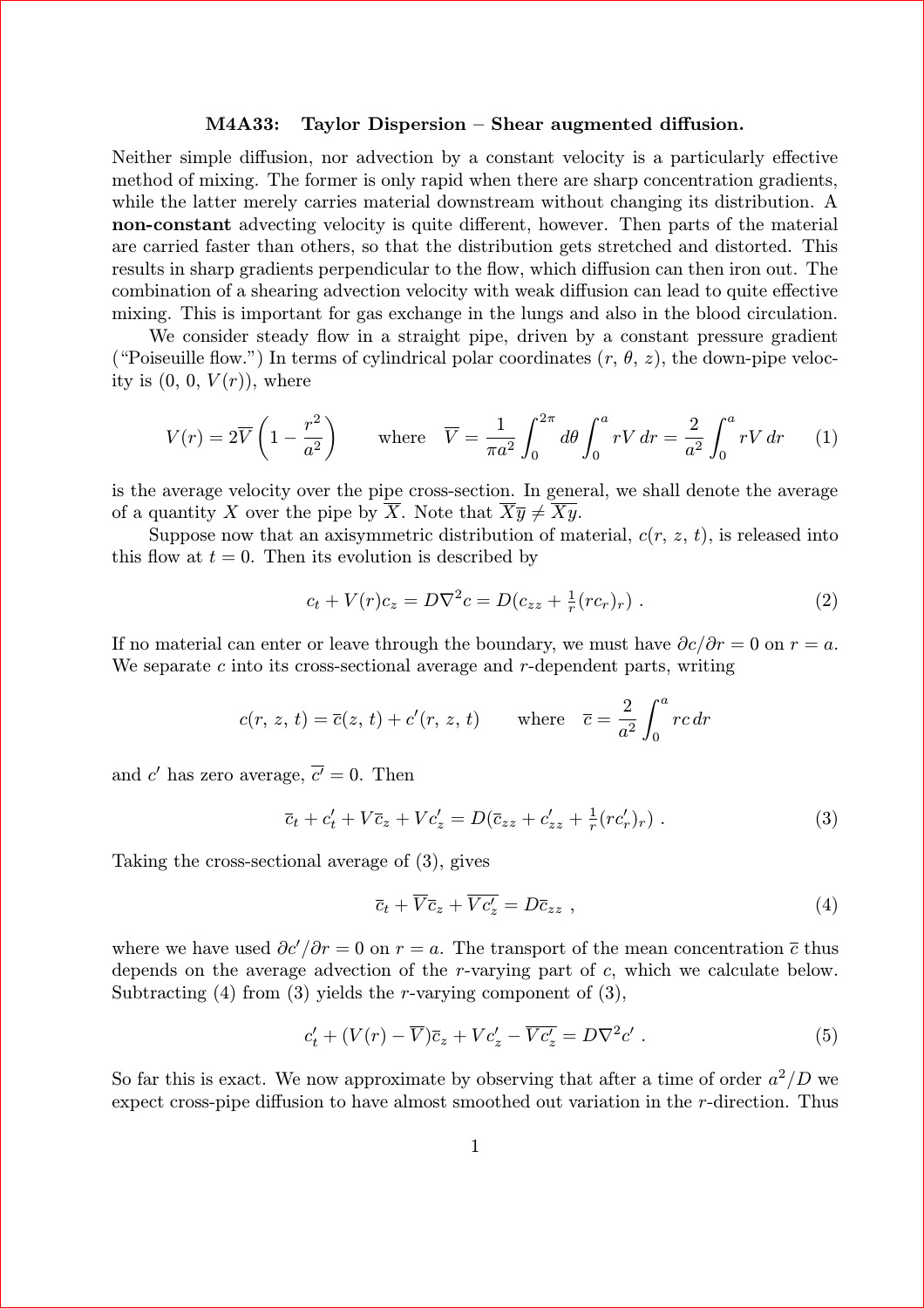# M4A33: Taylor Dispersion – Shear augmented diffusion.

Neither simple diffusion, nor advection by a constant velocity is a particularly effective method of mixing. The former is only rapid when there are sharp concentration gradients, while the latter merely carries material downstream without changing its distribution. A **non-constant** advecting velocity is quite different, however. Then parts of the material are carried faster than others, so that the distribution gets stretched and distorted. This results in sharp gradients perpendicular to the flow, which diffusion can then iron out. The combination of a shearing advection velocity with weak diffusion can lead to quite effective mixing. This is important for gas exchange in the lungs and also in the blood circulation.

We consider steady flow in a straight pipe, driven by a constant pressure gradient ("Poiseuille flow.") In terms of cylindrical polar coordinates $(r,\, \theta,\, z)$, the down-pipe velocity is $(0,\, 0,\, V(r))$, where

$$V(r) = 2\overline{V}\left(1 - \frac{r^2}{a^2}\right) \qquad \text{where} \quad \overline{V} = \frac{1}{\pi a^2}\int_0^{2\pi} d\theta \int_0^a rV\,dr = \frac{2}{a^2}\int_0^a rV\,dr \qquad (1)$$

is the average velocity over the pipe cross-section. In general, we shall denote the average of a quantity $X$ over the pipe by $\overline{X}$. Note that $\overline{X}\,\overline{y} \neq \overline{Xy}$.

Suppose now that an axisymmetric distribution of material, $c(r,\, z,\, t)$, is released into this flow at $t = 0$. Then its evolution is described by

$$c_t + V(r)c_z = D\nabla^2 c = D(c_{zz} + \tfrac{1}{r}(rc_r)_r)\ . \qquad (2)$$

If no material can enter or leave through the boundary, we must have $\partial c/\partial r = 0$ on $r = a$. We separate $c$ into its cross-sectional average and $r$-dependent parts, writing

$$c(r,\, z,\, t) = \overline{c}(z,\, t) + c'(r,\, z,\, t) \qquad \text{where} \quad \overline{c} = \frac{2}{a^2}\int_0^a rc\,dr$$

and $c'$ has zero average, $\overline{c'} = 0$. Then

$$\overline{c}_t + c'_t + V\overline{c}_z + Vc'_z = D(\overline{c}_{zz} + c'_{zz} + \tfrac{1}{r}(rc'_r)_r)\ . \qquad (3)$$

Taking the cross-sectional average of (3), gives

$$\overline{c}_t + \overline{V}\,\overline{c}_z + \overline{Vc'_z} = D\overline{c}_{zz}\ , \qquad (4)$$

where we have used $\partial c'/\partial r = 0$ on $r = a$. The transport of the mean concentration $\overline{c}$ thus depends on the average advection of the $r$-varying part of $c$, which we calculate below. Subtracting (4) from (3) yields the $r$-varying component of (3),

$$c'_t + (V(r) - \overline{V})\overline{c}_z + Vc'_z - \overline{Vc'_z} = D\nabla^2 c'\ . \qquad (5)$$

So far this is exact. We now approximate by observing that after a time of order $a^2/D$ we expect cross-pipe diffusion to have almost smoothed out variation in the $r$-direction. Thus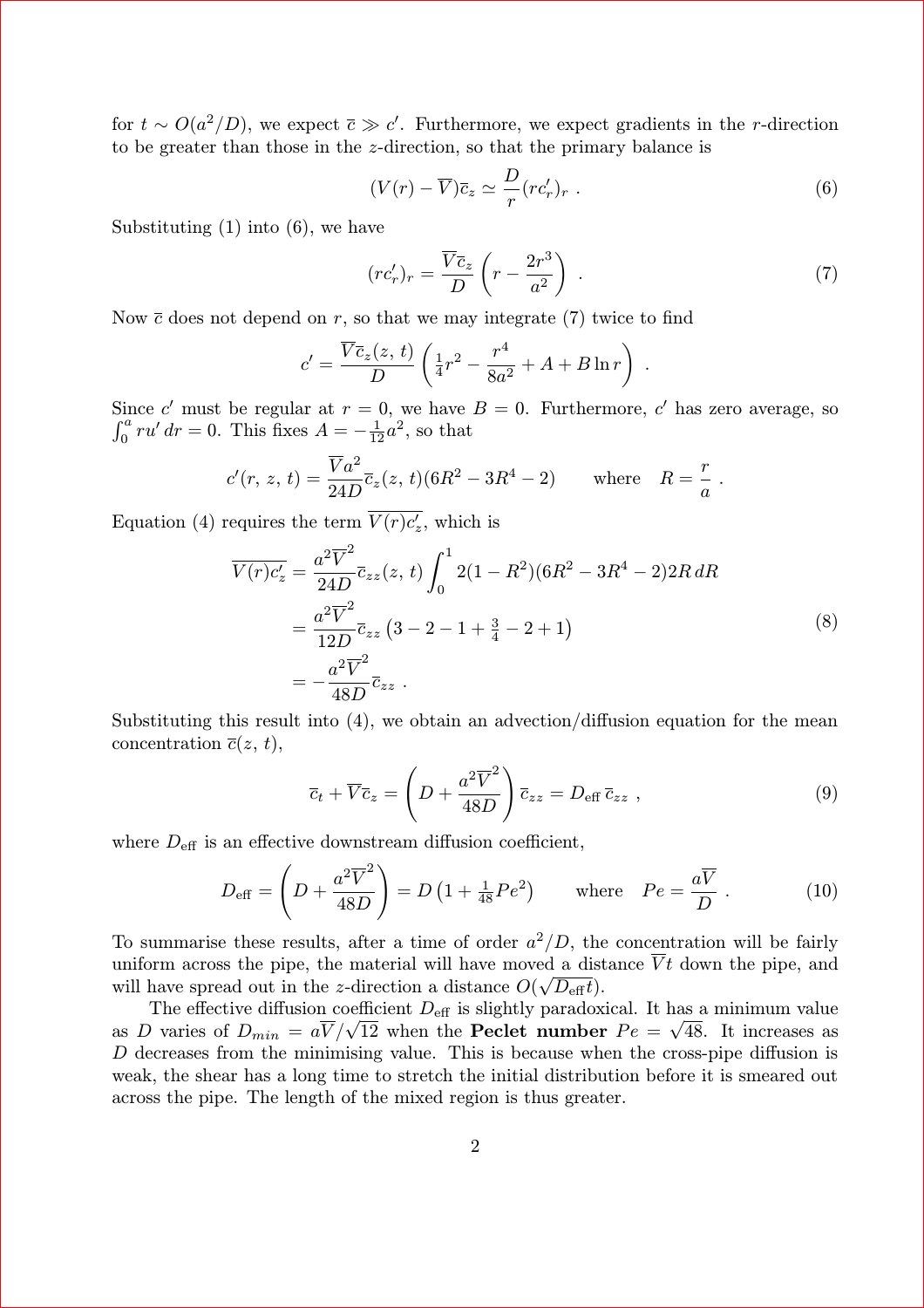for $t \sim O(a^2/D)$, we expect $\overline{c} \gg c'$. Furthermore, we expect gradients in the $r$-direction to be greater than those in the $z$-direction, so that the primary balance is

$$(V(r) - \overline{V})\overline{c}_z \simeq \frac{D}{r}(rc'_r)_r \ . \tag{6}$$

Substituting (1) into (6), we have

$$(rc'_r)_r = \frac{\overline{V}\overline{c}_z}{D}\left(r - \frac{2r^3}{a^2}\right) \ . \tag{7}$$

Now $\overline{c}$ does not depend on $r$, so that we may integrate (7) twice to find

$$c' = \frac{\overline{V}\overline{c}_z(z,\, t)}{D}\left(\tfrac{1}{4}r^2 - \frac{r^4}{8a^2} + A + B\ln r\right) \ .$$

Since $c'$ must be regular at $r = 0$, we have $B = 0$. Furthermore, $c'$ has zero average, so $\int_0^a ru'\,dr = 0$. This fixes $A = -\frac{1}{12}a^2$, so that

$$c'(r,\, z,\, t) = \frac{\overline{V}a^2}{24D}\overline{c}_z(z,\, t)(6R^2 - 3R^4 - 2) \qquad \text{where} \quad R = \frac{r}{a} \ .$$

Equation (4) requires the term $\overline{V(r)c'_z}$, which is

$$\begin{aligned}
\overline{V(r)c'_z} &= \frac{a^2\overline{V}^2}{24D}\overline{c}_{zz}(z,\, t)\int_0^1 2(1 - R^2)(6R^2 - 3R^4 - 2)2R\,dR \\
&= \frac{a^2\overline{V}^2}{12D}\overline{c}_{zz}\left(3 - 2 - 1 + \tfrac{3}{4} - 2 + 1\right) \\
&= -\frac{a^2\overline{V}^2}{48D}\overline{c}_{zz} \ .
\end{aligned} \tag{8}$$

Substituting this result into (4), we obtain an advection/diffusion equation for the mean concentration $\overline{c}(z,\, t)$,

$$\overline{c}_t + \overline{V}\overline{c}_z = \left(D + \frac{a^2\overline{V}^2}{48D}\right)\overline{c}_{zz} = D_{\text{eff}}\,\overline{c}_{zz} \ , \tag{9}$$

where $D_{\text{eff}}$ is an effective downstream diffusion coefficient,

$$D_{\text{eff}} = \left(D + \frac{a^2\overline{V}^2}{48D}\right) = D\left(1 + \tfrac{1}{48}Pe^2\right) \qquad \text{where} \quad Pe = \frac{a\overline{V}}{D} \ . \tag{10}$$

To summarise these results, after a time of order $a^2/D$, the concentration will be fairly uniform across the pipe, the material will have moved a distance $\overline{V}t$ down the pipe, and will have spread out in the $z$-direction a distance $O(\sqrt{D_{\text{eff}}t})$.

The effective diffusion coefficient $D_{\text{eff}}$ is slightly paradoxical. It has a minimum value as $D$ varies of $D_{min} = a\overline{V}/\sqrt{12}$ when the **Peclet number** $Pe = \sqrt{48}$. It increases as $D$ decreases from the minimising value. This is because when the cross-pipe diffusion is weak, the shear has a long time to stretch the initial distribution before it is smeared out across the pipe. The length of the mixed region is thus greater.